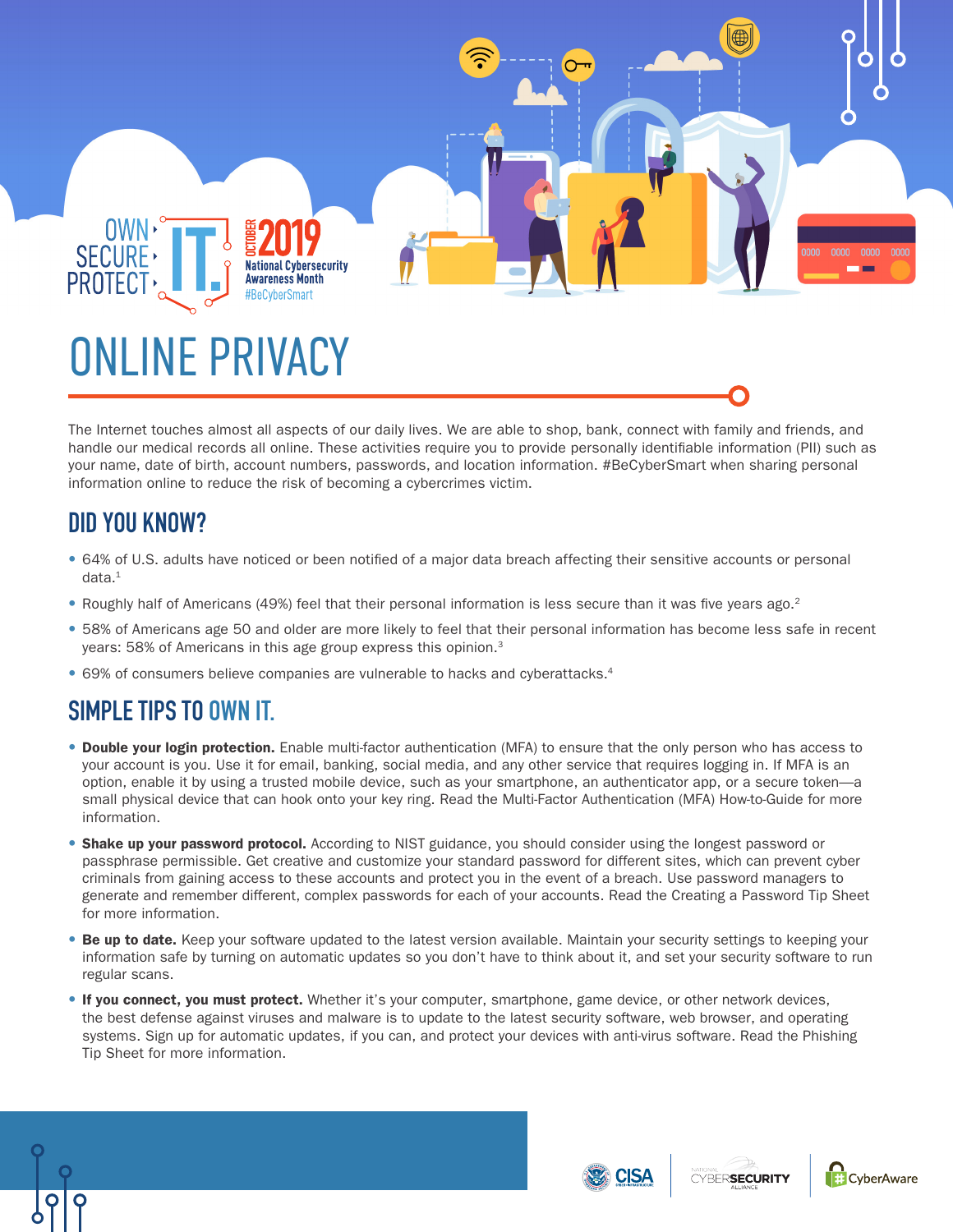OWN › SECURE › PROTECT › IT.

OCTOBER 2019
National Cybersecurity Awareness Month
#BeCyberSmart

# ONLINE PRIVACY

The Internet touches almost all aspects of our daily lives. We are able to shop, bank, connect with family and friends, and handle our medical records all online. These activities require you to provide personally identifiable information (PII) such as your name, date of birth, account numbers, passwords, and location information. #BeCyberSmart when sharing personal information online to reduce the risk of becoming a cybercrimes victim.

## DID YOU KNOW?

- 64% of U.S. adults have noticed or been notified of a major data breach affecting their sensitive accounts or personal data.[1]
- Roughly half of Americans (49%) feel that their personal information is less secure than it was five years ago.[2]
- 58% of Americans age 50 and older are more likely to feel that their personal information has become less safe in recent years: 58% of Americans in this age group express this opinion.[3]
- 69% of consumers believe companies are vulnerable to hacks and cyberattacks.[4]

## SIMPLE TIPS TO OWN IT.

- **Double your login protection.** Enable multi-factor authentication (MFA) to ensure that the only person who has access to your account is you. Use it for email, banking, social media, and any other service that requires logging in. If MFA is an option, enable it by using a trusted mobile device, such as your smartphone, an authenticator app, or a secure token—a small physical device that can hook onto your key ring. Read the Multi-Factor Authentication (MFA) How-to-Guide for more information.
- **Shake up your password protocol.** According to NIST guidance, you should consider using the longest password or passphrase permissible. Get creative and customize your standard password for different sites, which can prevent cyber criminals from gaining access to these accounts and protect you in the event of a breach. Use password managers to generate and remember different, complex passwords for each of your accounts. Read the Creating a Password Tip Sheet for more information.
- **Be up to date.** Keep your software updated to the latest version available. Maintain your security settings to keeping your information safe by turning on automatic updates so you don't have to think about it, and set your security software to run regular scans.
- **If you connect, you must protect.** Whether it's your computer, smartphone, game device, or other network devices, the best defense against viruses and malware is to update to the latest security software, web browser, and operating systems. Sign up for automatic updates, if you can, and protect your devices with anti-virus software. Read the Phishing Tip Sheet for more information.

CISA | National Cyber Security Alliance | CyberAware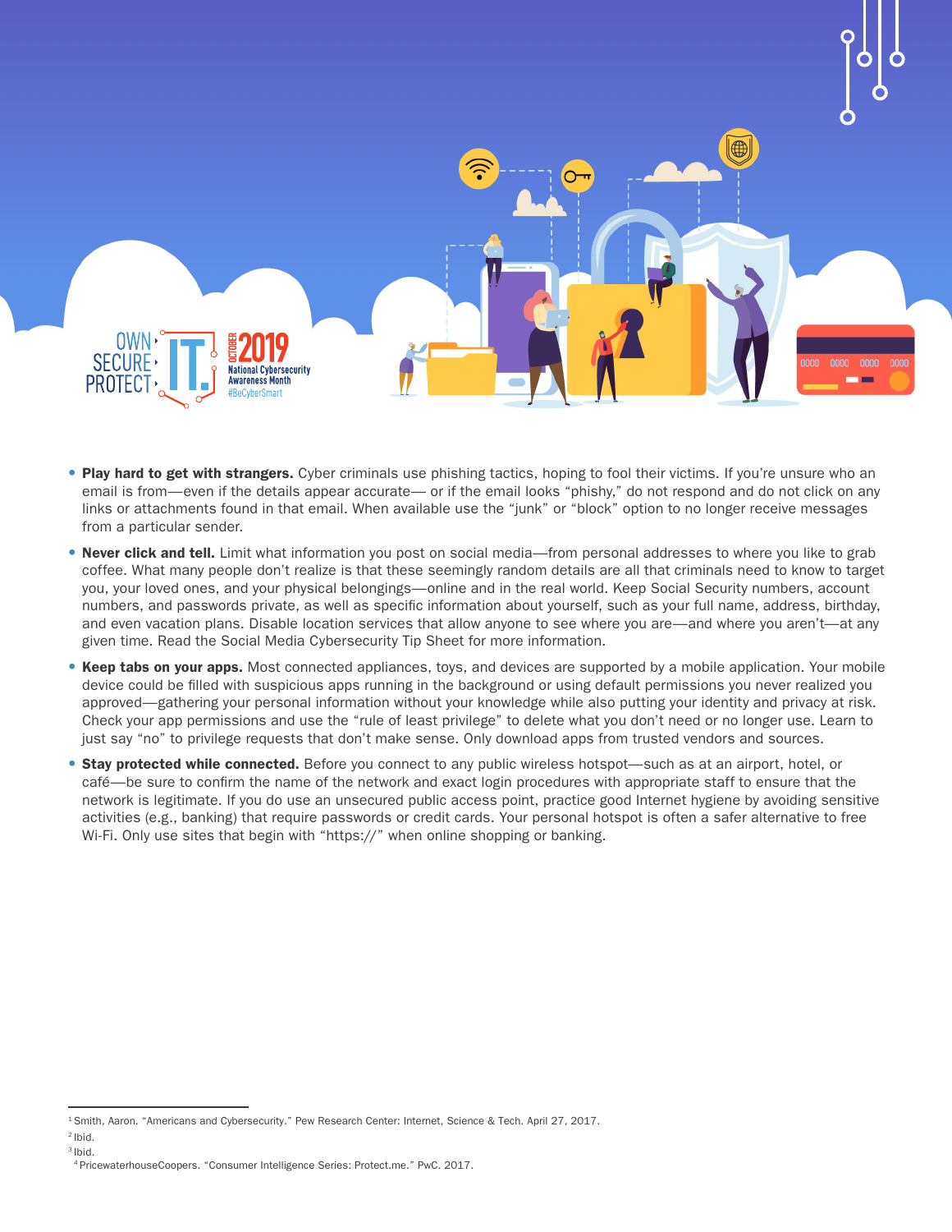- **Play hard to get with strangers.** Cyber criminals use phishing tactics, hoping to fool their victims. If you're unsure who an email is from—even if the details appear accurate— or if the email looks "phishy," do not respond and do not click on any links or attachments found in that email. When available use the "junk" or "block" option to no longer receive messages from a particular sender.
- **Never click and tell.** Limit what information you post on social media—from personal addresses to where you like to grab coffee. What many people don't realize is that these seemingly random details are all that criminals need to know to target you, your loved ones, and your physical belongings—online and in the real world. Keep Social Security numbers, account numbers, and passwords private, as well as specific information about yourself, such as your full name, address, birthday, and even vacation plans. Disable location services that allow anyone to see where you are—and where you aren't—at any given time. Read the Social Media Cybersecurity Tip Sheet for more information.
- **Keep tabs on your apps.** Most connected appliances, toys, and devices are supported by a mobile application. Your mobile device could be filled with suspicious apps running in the background or using default permissions you never realized you approved—gathering your personal information without your knowledge while also putting your identity and privacy at risk. Check your app permissions and use the "rule of least privilege" to delete what you don't need or no longer use. Learn to just say "no" to privilege requests that don't make sense. Only download apps from trusted vendors and sources.
- **Stay protected while connected.** Before you connect to any public wireless hotspot—such as at an airport, hotel, or café—be sure to confirm the name of the network and exact login procedures with appropriate staff to ensure that the network is legitimate. If you do use an unsecured public access point, practice good Internet hygiene by avoiding sensitive activities (e.g., banking) that require passwords or credit cards. Your personal hotspot is often a safer alternative to free Wi-Fi. Only use sites that begin with "https://" when online shopping or banking.

---

[1] Smith, Aaron. "Americans and Cybersecurity." Pew Research Center: Internet, Science & Tech. April 27, 2017.

[2] Ibid.

[3] Ibid.

[4] PricewaterhouseCoopers. "Consumer Intelligence Series: Protect.me." PwC. 2017.